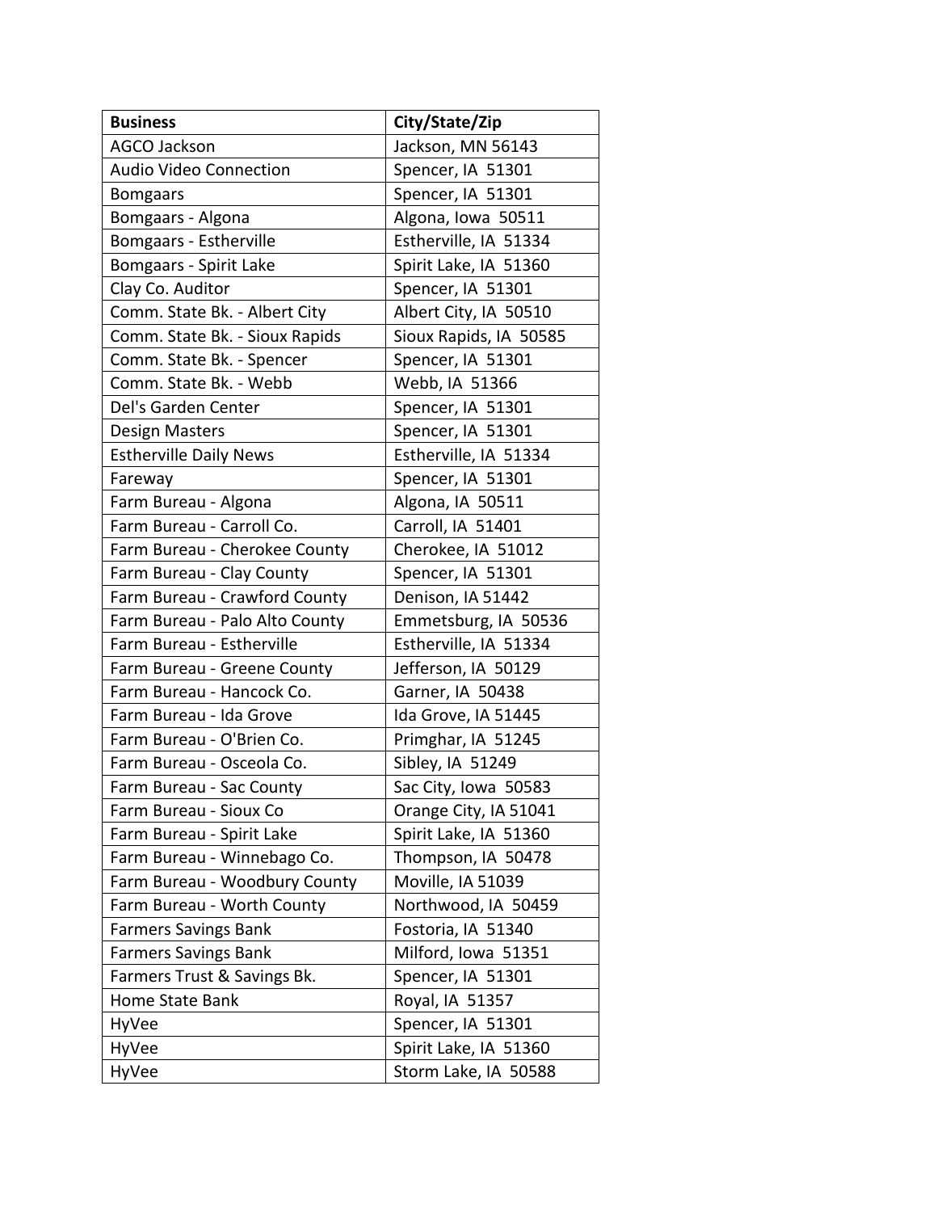| **Business** | **City/State/Zip** |
| --- | --- |
| AGCO Jackson | Jackson, MN 56143 |
| Audio Video Connection | Spencer, IA 51301 |
| Bomgaars | Spencer, IA 51301 |
| Bomgaars - Algona | Algona, Iowa 50511 |
| Bomgaars - Estherville | Estherville, IA 51334 |
| Bomgaars - Spirit Lake | Spirit Lake, IA 51360 |
| Clay Co. Auditor | Spencer, IA 51301 |
| Comm. State Bk. - Albert City | Albert City, IA 50510 |
| Comm. State Bk. - Sioux Rapids | Sioux Rapids, IA 50585 |
| Comm. State Bk. - Spencer | Spencer, IA 51301 |
| Comm. State Bk. - Webb | Webb, IA 51366 |
| Del's Garden Center | Spencer, IA 51301 |
| Design Masters | Spencer, IA 51301 |
| Estherville Daily News | Estherville, IA 51334 |
| Fareway | Spencer, IA 51301 |
| Farm Bureau - Algona | Algona, IA 50511 |
| Farm Bureau - Carroll Co. | Carroll, IA 51401 |
| Farm Bureau - Cherokee County | Cherokee, IA 51012 |
| Farm Bureau - Clay County | Spencer, IA 51301 |
| Farm Bureau - Crawford County | Denison, IA 51442 |
| Farm Bureau - Palo Alto County | Emmetsburg, IA 50536 |
| Farm Bureau - Estherville | Estherville, IA 51334 |
| Farm Bureau - Greene County | Jefferson, IA 50129 |
| Farm Bureau - Hancock Co. | Garner, IA 50438 |
| Farm Bureau - Ida Grove | Ida Grove, IA 51445 |
| Farm Bureau - O'Brien Co. | Primghar, IA 51245 |
| Farm Bureau - Osceola Co. | Sibley, IA 51249 |
| Farm Bureau - Sac County | Sac City, Iowa 50583 |
| Farm Bureau - Sioux Co | Orange City, IA 51041 |
| Farm Bureau - Spirit Lake | Spirit Lake, IA 51360 |
| Farm Bureau - Winnebago Co. | Thompson, IA 50478 |
| Farm Bureau - Woodbury County | Moville, IA 51039 |
| Farm Bureau - Worth County | Northwood, IA 50459 |
| Farmers Savings Bank | Fostoria, IA 51340 |
| Farmers Savings Bank | Milford, Iowa 51351 |
| Farmers Trust & Savings Bk. | Spencer, IA 51301 |
| Home State Bank | Royal, IA 51357 |
| HyVee | Spencer, IA 51301 |
| HyVee | Spirit Lake, IA 51360 |
| HyVee | Storm Lake, IA 50588 |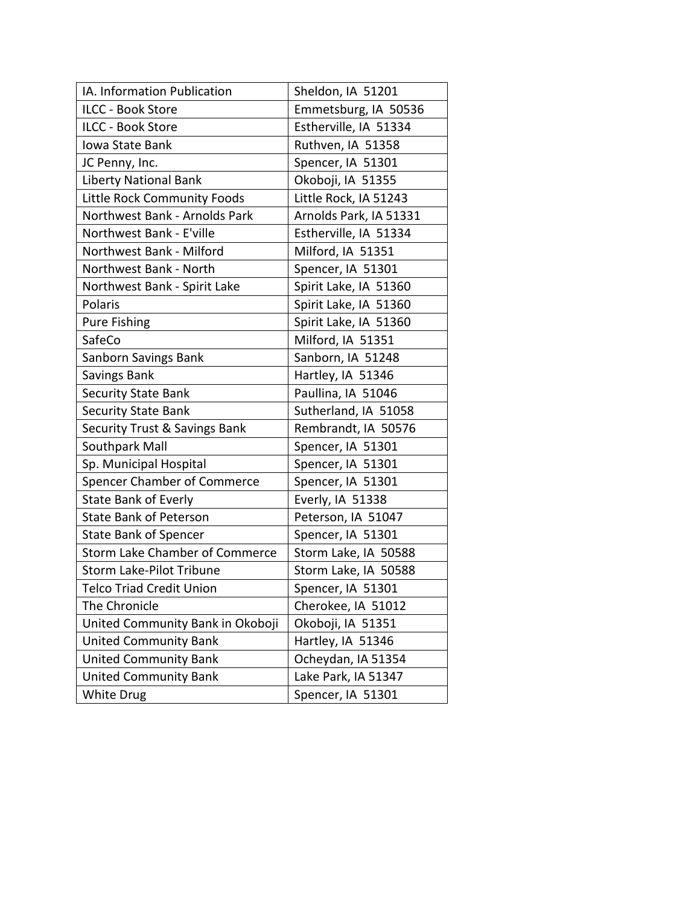| | |
|---|---|
| IA. Information Publication | Sheldon, IA  51201 |
| ILCC - Book Store | Emmetsburg, IA  50536 |
| ILCC - Book Store | Estherville, IA  51334 |
| Iowa State Bank | Ruthven, IA  51358 |
| JC Penny, Inc. | Spencer, IA  51301 |
| Liberty National Bank | Okoboji, IA  51355 |
| Little Rock Community Foods | Little Rock, IA 51243 |
| Northwest Bank - Arnolds Park | Arnolds Park, IA 51331 |
| Northwest Bank - E'ville | Estherville, IA  51334 |
| Northwest Bank - Milford | Milford, IA  51351 |
| Northwest Bank - North | Spencer, IA  51301 |
| Northwest Bank - Spirit Lake | Spirit Lake, IA  51360 |
| Polaris | Spirit Lake, IA  51360 |
| Pure Fishing | Spirit Lake, IA  51360 |
| SafeCo | Milford, IA  51351 |
| Sanborn Savings Bank | Sanborn, IA  51248 |
| Savings Bank | Hartley, IA  51346 |
| Security State Bank | Paullina, IA  51046 |
| Security State Bank | Sutherland, IA  51058 |
| Security Trust & Savings Bank | Rembrandt, IA  50576 |
| Southpark Mall | Spencer, IA  51301 |
| Sp. Municipal Hospital | Spencer, IA  51301 |
| Spencer Chamber of Commerce | Spencer, IA  51301 |
| State Bank of Everly | Everly, IA  51338 |
| State Bank of Peterson | Peterson, IA  51047 |
| State Bank of Spencer | Spencer, IA  51301 |
| Storm Lake Chamber of Commerce | Storm Lake, IA  50588 |
| Storm Lake-Pilot Tribune | Storm Lake, IA  50588 |
| Telco Triad Credit Union | Spencer, IA  51301 |
| The Chronicle | Cherokee, IA  51012 |
| United Community Bank in Okoboji | Okoboji, IA  51351 |
| United Community Bank | Hartley, IA  51346 |
| United Community Bank | Ocheydan, IA 51354 |
| United Community Bank | Lake Park, IA 51347 |
| White Drug | Spencer, IA  51301 |